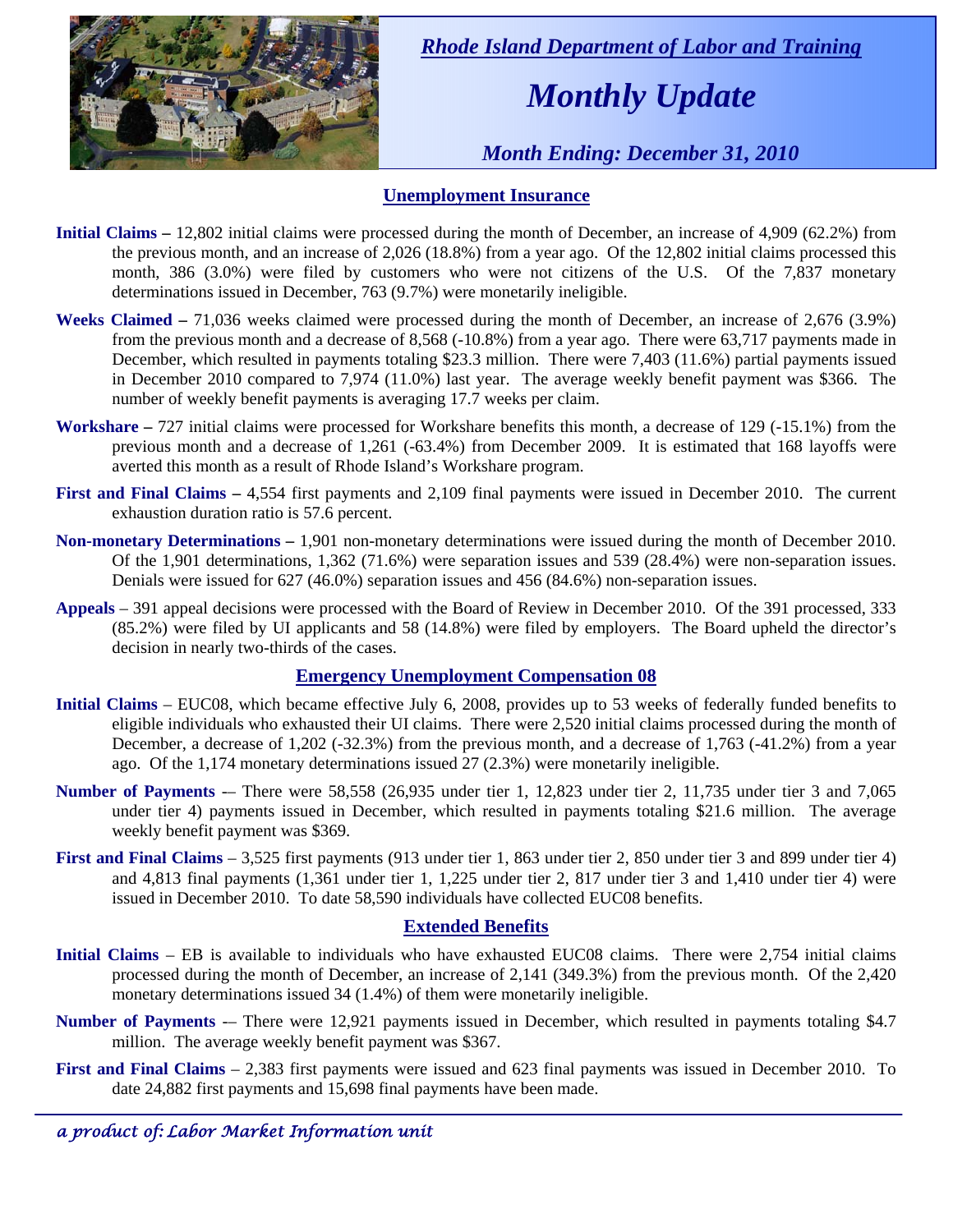*Rhode Island Department of Labor and Training*

# *Monthly Update*

*Month Ending: December 31, 2010*

## Unemployment Insurance

**Initial Claims –** 12,802 initial claims were processed during the month of December, an increase of 4,909 (62.2%) from the previous month, and an increase of 2,026 (18.8%) from a year ago. Of the 12,802 initial claims processed this month, 386 (3.0%) were filed by customers who were not citizens of the U.S. Of the 7,837 monetary determinations issued in December, 763 (9.7%) were monetarily ineligible.

**Weeks Claimed –** 71,036 weeks claimed were processed during the month of December, an increase of 2,676 (3.9%) from the previous month and a decrease of 8,568 (-10.8%) from a year ago. There were 63,717 payments made in December, which resulted in payments totaling $23.3 million. There were 7,403 (11.6%) partial payments issued in December 2010 compared to 7,974 (11.0%) last year. The average weekly benefit payment was $366. The number of weekly benefit payments is averaging 17.7 weeks per claim.

**Workshare –** 727 initial claims were processed for Workshare benefits this month, a decrease of 129 (-15.1%) from the previous month and a decrease of 1,261 (-63.4%) from December 2009. It is estimated that 168 layoffs were averted this month as a result of Rhode Island's Workshare program.

**First and Final Claims –** 4,554 first payments and 2,109 final payments were issued in December 2010. The current exhaustion duration ratio is 57.6 percent.

**Non-monetary Determinations –** 1,901 non-monetary determinations were issued during the month of December 2010. Of the 1,901 determinations, 1,362 (71.6%) were separation issues and 539 (28.4%) were non-separation issues. Denials were issued for 627 (46.0%) separation issues and 456 (84.6%) non-separation issues.

**Appeals** – 391 appeal decisions were processed with the Board of Review in December 2010. Of the 391 processed, 333 (85.2%) were filed by UI applicants and 58 (14.8%) were filed by employers. The Board upheld the director's decision in nearly two-thirds of the cases.

## Emergency Unemployment Compensation 08

**Initial Claims** – EUC08, which became effective July 6, 2008, provides up to 53 weeks of federally funded benefits to eligible individuals who exhausted their UI claims. There were 2,520 initial claims processed during the month of December, a decrease of 1,202 (-32.3%) from the previous month, and a decrease of 1,763 (-41.2%) from a year ago. Of the 1,174 monetary determinations issued 27 (2.3%) were monetarily ineligible.

**Number of Payments** -– There were 58,558 (26,935 under tier 1, 12,823 under tier 2, 11,735 under tier 3 and 7,065 under tier 4) payments issued in December, which resulted in payments totaling $21.6 million. The average weekly benefit payment was $369.

**First and Final Claims** – 3,525 first payments (913 under tier 1, 863 under tier 2, 850 under tier 3 and 899 under tier 4) and 4,813 final payments (1,361 under tier 1, 1,225 under tier 2, 817 under tier 3 and 1,410 under tier 4) were issued in December 2010. To date 58,590 individuals have collected EUC08 benefits.

## Extended Benefits

**Initial Claims** – EB is available to individuals who have exhausted EUC08 claims. There were 2,754 initial claims processed during the month of December, an increase of 2,141 (349.3%) from the previous month. Of the 2,420 monetary determinations issued 34 (1.4%) of them were monetarily ineligible.

**Number of Payments** -– There were 12,921 payments issued in December, which resulted in payments totaling $4.7 million. The average weekly benefit payment was $367.

**First and Final Claims** – 2,383 first payments were issued and 623 final payments was issued in December 2010. To date 24,882 first payments and 15,698 final payments have been made.

*a product of: Labor Market Information unit*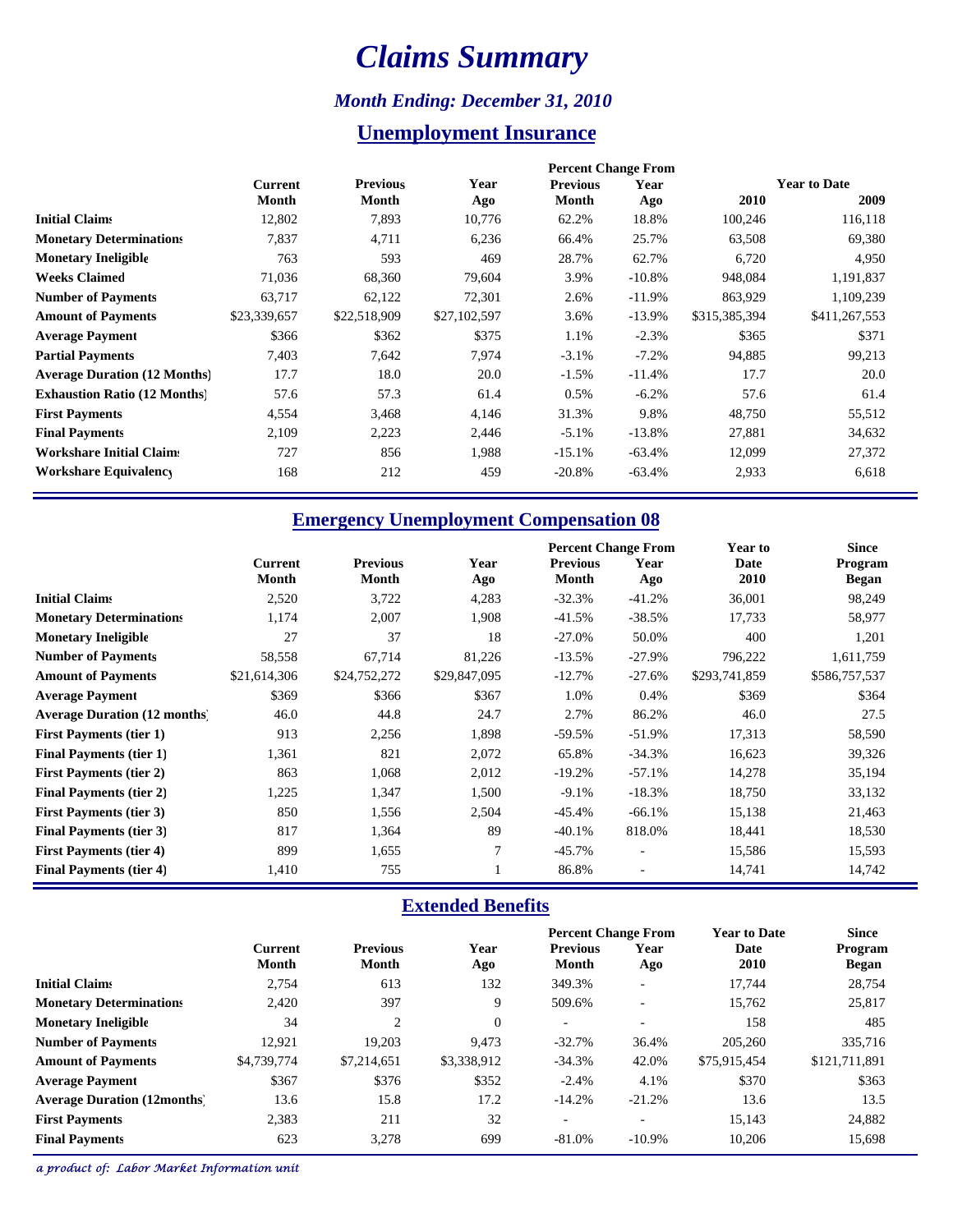# Claims Summary

## *Month Ending: December 31, 2010*

## Unemployment Insurance

| | Current Month | Previous Month | Year Ago | Percent Change From Previous Month | Percent Change From Year Ago | Year to Date 2010 | Year to Date 2009 |
|---|---|---|---|---|---|---|---|
| **Initial Claims** | 12,802 | 7,893 | 10,776 | 62.2% | 18.8% | 100,246 | 116,118 |
| **Monetary Determinations** | 7,837 | 4,711 | 6,236 | 66.4% | 25.7% | 63,508 | 69,380 |
| **Monetary Ineligible** | 763 | 593 | 469 | 28.7% | 62.7% | 6,720 | 4,950 |
| **Weeks Claimed** | 71,036 | 68,360 | 79,604 | 3.9% | -10.8% | 948,084 | 1,191,837 |
| **Number of Payments** | 63,717 | 62,122 | 72,301 | 2.6% | -11.9% | 863,929 | 1,109,239 |
| **Amount of Payments** | $23,339,657 | $22,518,909 | $27,102,597 | 3.6% | -13.9% | $315,385,394 | $411,267,553 |
| **Average Payment** | $366 | $362 | $375 | 1.1% | -2.3% | $365 | $371 |
| **Partial Payments** | 7,403 | 7,642 | 7,974 | -3.1% | -7.2% | 94,885 | 99,213 |
| **Average Duration (12 Months)** | 17.7 | 18.0 | 20.0 | -1.5% | -11.4% | 17.7 | 20.0 |
| **Exhaustion Ratio (12 Months)** | 57.6 | 57.3 | 61.4 | 0.5% | -6.2% | 57.6 | 61.4 |
| **First Payments** | 4,554 | 3,468 | 4,146 | 31.3% | 9.8% | 48,750 | 55,512 |
| **Final Payments** | 2,109 | 2,223 | 2,446 | -5.1% | -13.8% | 27,881 | 34,632 |
| **Workshare Initial Claims** | 727 | 856 | 1,988 | -15.1% | -63.4% | 12,099 | 27,372 |
| **Workshare Equivalency** | 168 | 212 | 459 | -20.8% | -63.4% | 2,933 | 6,618 |

## Emergency Unemployment Compensation 08

| | Current Month | Previous Month | Year Ago | Percent Change From Previous Month | Percent Change From Year Ago | Year to Date 2010 | Since Program Began |
|---|---|---|---|---|---|---|---|
| **Initial Claims** | 2,520 | 3,722 | 4,283 | -32.3% | -41.2% | 36,001 | 98,249 |
| **Monetary Determinations** | 1,174 | 2,007 | 1,908 | -41.5% | -38.5% | 17,733 | 58,977 |
| **Monetary Ineligible** | 27 | 37 | 18 | -27.0% | 50.0% | 400 | 1,201 |
| **Number of Payments** | 58,558 | 67,714 | 81,226 | -13.5% | -27.9% | 796,222 | 1,611,759 |
| **Amount of Payments** | $21,614,306 | $24,752,272 | $29,847,095 | -12.7% | -27.6% | $293,741,859 | $586,757,537 |
| **Average Payment** | $369 | $366 | $367 | 1.0% | 0.4% | $369 | $364 |
| **Average Duration (12 months)** | 46.0 | 44.8 | 24.7 | 2.7% | 86.2% | 46.0 | 27.5 |
| **First Payments (tier 1)** | 913 | 2,256 | 1,898 | -59.5% | -51.9% | 17,313 | 58,590 |
| **Final Payments (tier 1)** | 1,361 | 821 | 2,072 | 65.8% | -34.3% | 16,623 | 39,326 |
| **First Payments (tier 2)** | 863 | 1,068 | 2,012 | -19.2% | -57.1% | 14,278 | 35,194 |
| **Final Payments (tier 2)** | 1,225 | 1,347 | 1,500 | -9.1% | -18.3% | 18,750 | 33,132 |
| **First Payments (tier 3)** | 850 | 1,556 | 2,504 | -45.4% | -66.1% | 15,138 | 21,463 |
| **Final Payments (tier 3)** | 817 | 1,364 | 89 | -40.1% | 818.0% | 18,441 | 18,530 |
| **First Payments (tier 4)** | 899 | 1,655 | 7 | -45.7% | - | 15,586 | 15,593 |
| **Final Payments (tier 4)** | 1,410 | 755 | 1 | 86.8% | - | 14,741 | 14,742 |

## Extended Benefits

| | Current Month | Previous Month | Year Ago | Percent Change From Previous Month | Percent Change From Year Ago | Year to Date 2010 | Since Program Began |
|---|---|---|---|---|---|---|---|
| **Initial Claims** | 2,754 | 613 | 132 | 349.3% | - | 17,744 | 28,754 |
| **Monetary Determinations** | 2,420 | 397 | 9 | 509.6% | - | 15,762 | 25,817 |
| **Monetary Ineligible** | 34 | 2 | 0 | - | - | 158 | 485 |
| **Number of Payments** | 12,921 | 19,203 | 9,473 | -32.7% | 36.4% | 205,260 | 335,716 |
| **Amount of Payments** | $4,739,774 | $7,214,651 | $3,338,912 | -34.3% | 42.0% | $75,915,454 | $121,711,891 |
| **Average Payment** | $367 | $376 | $352 | -2.4% | 4.1% | $370 | $363 |
| **Average Duration (12months)** | 13.6 | 15.8 | 17.2 | -14.2% | -21.2% | 13.6 | 13.5 |
| **First Payments** | 2,383 | 211 | 32 | - | - | 15,143 | 24,882 |
| **Final Payments** | 623 | 3,278 | 699 | -81.0% | -10.9% | 10,206 | 15,698 |

*a product of: Labor Market Information unit*